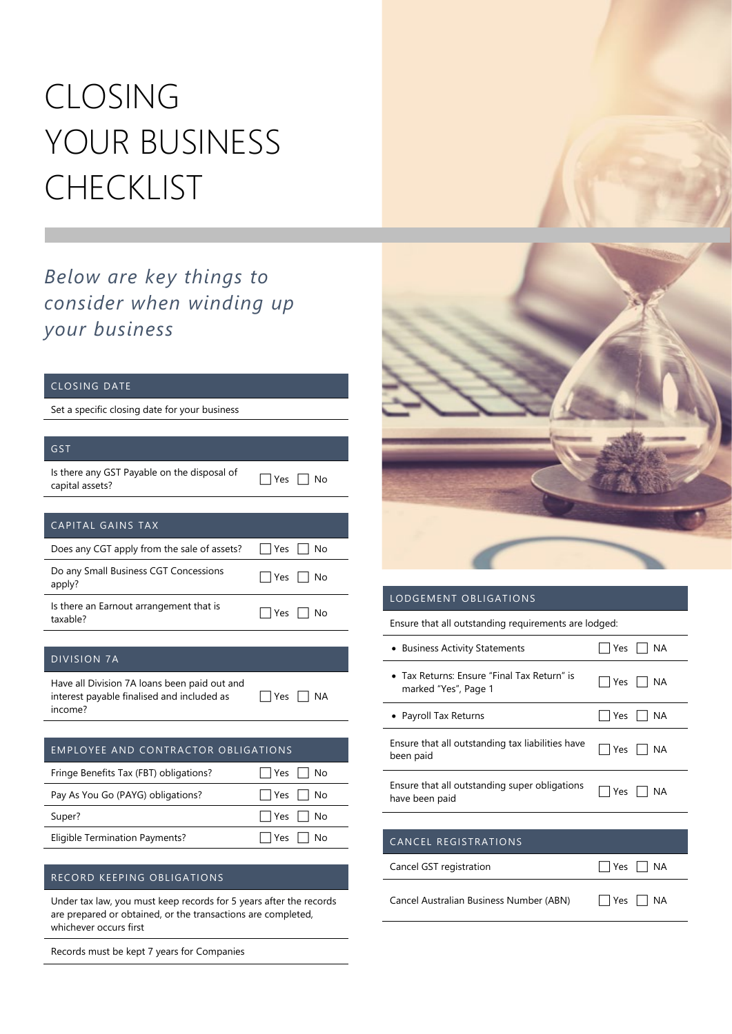# CLOSING YOUR BUSINESS CHECKLIST

*Below are key things to consider when winding up your business*

## CLOSING DATE

Set a specific closing date for your business

## GST

| Is there any GST Payable on the disposal of capital assets? | ☐ Yes ☐ No |
|---|---|

## CAPITAL GAINS TAX

| Does any CGT apply from the sale of assets? | ☐ Yes ☐ No |
|---|---|
| Do any Small Business CGT Concessions apply? | ☐ Yes ☐ No |
| Is there an Earnout arrangement that is taxable? | ☐ Yes ☐ No |

## DIVISION 7A

| Have all Division 7A loans been paid out and interest payable finalised and included as income? | ☐ Yes ☐ NA |
|---|---|

## EMPLOYEE AND CONTRACTOR OBLIGATIONS

| Fringe Benefits Tax (FBT) obligations? | ☐ Yes ☐ No |
|---|---|
| Pay As You Go (PAYG) obligations? | ☐ Yes ☐ No |
| Super? | ☐ Yes ☐ No |
| Eligible Termination Payments? | ☐ Yes ☐ No |

## RECORD KEEPING OBLIGATIONS

Under tax law, you must keep records for 5 years after the records are prepared or obtained, or the transactions are completed, whichever occurs first

Records must be kept 7 years for Companies

## LODGEMENT OBLIGATIONS

Ensure that all outstanding requirements are lodged:

| • Business Activity Statements | ☐ Yes ☐ NA |
|---|---|
| • Tax Returns: Ensure "Final Tax Return" is marked "Yes", Page 1 | ☐ Yes ☐ NA |
| • Payroll Tax Returns | ☐ Yes ☐ NA |
| Ensure that all outstanding tax liabilities have been paid | ☐ Yes ☐ NA |
| Ensure that all outstanding super obligations have been paid | ☐ Yes ☐ NA |

## CANCEL REGISTRATIONS

| Cancel GST registration | ☐ Yes ☐ NA |
|---|---|
| Cancel Australian Business Number (ABN) | ☐ Yes ☐ NA |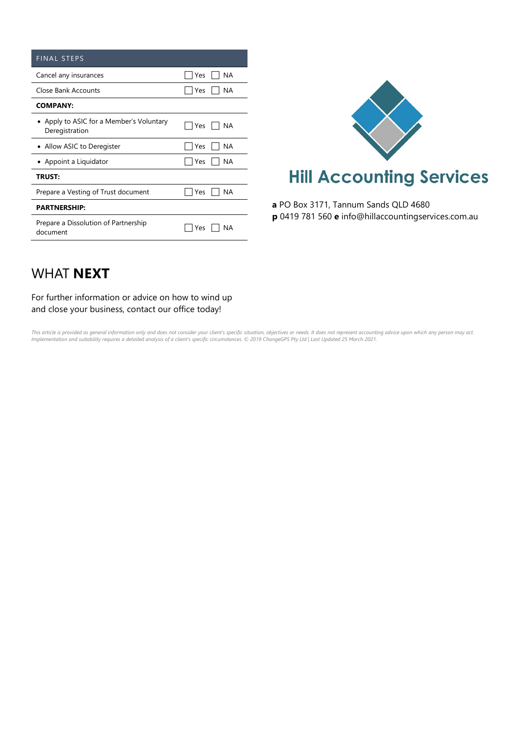| FINAL STEPS | |
|---|---|
| Cancel any insurances | ☐ Yes ☐ NA |
| Close Bank Accounts | ☐ Yes ☐ NA |
| **COMPANY:** | |
| • Apply to ASIC for a Member's Voluntary Deregistration | ☐ Yes ☐ NA |
| • Allow ASIC to Deregister | ☐ Yes ☐ NA |
| • Appoint a Liquidator | ☐ Yes ☐ NA |
| **TRUST:** | |
| Prepare a Vesting of Trust document | ☐ Yes ☐ NA |
| **PARTNERSHIP:** | |
| Prepare a Dissolution of Partnership document | ☐ Yes ☐ NA |

**Hill Accounting Services**

**a** PO Box 3171, Tannum Sands QLD 4680
**p** 0419 781 560 **e** info@hillaccountingservices.com.au

## WHAT **NEXT**

For further information or advice on how to wind up and close your business, contact our office today!

*This article is provided as general information only and does not consider your client's specific situation, objectives or needs. It does not represent accounting advice upon which any person may act. Implementation and suitability requires a detailed analysis of a client's specific circumstances. © 2019 ChangeGPS Pty Ltd | Last Updated 25 March 2021.*